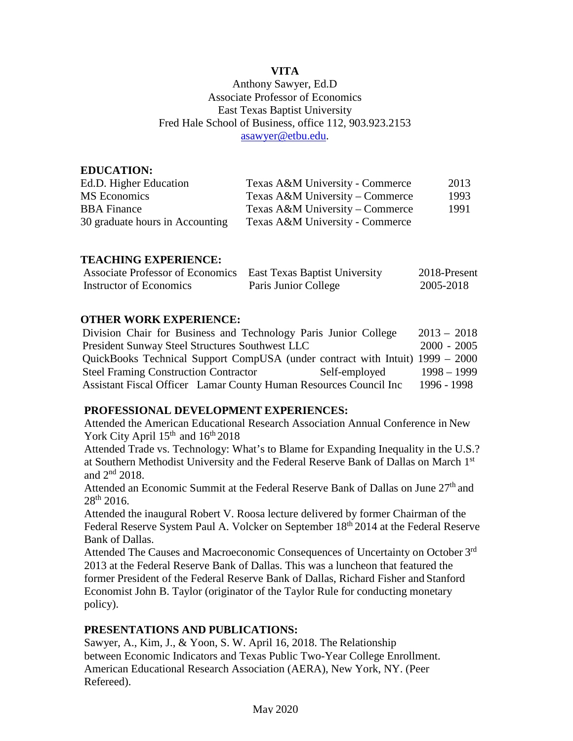# VITA

Anthony Sawyer, Ed.D
Associate Professor of Economics
East Texas Baptist University
Fred Hale School of Business, office 112, 903.923.2153
asawyer@etbu.edu.

## EDUCATION:

| | | |
|---|---|---|
| Ed.D. Higher Education | Texas A&M University - Commerce | 2013 |
| MS Economics | Texas A&M University – Commerce | 1993 |
| BBA Finance | Texas A&M University – Commerce | 1991 |
| 30 graduate hours in Accounting | Texas A&M University - Commerce | |

## TEACHING EXPERIENCE:

| | | |
|---|---|---|
| Associate Professor of Economics | East Texas Baptist University | 2018-Present |
| Instructor of Economics | Paris Junior College | 2005-2018 |

## OTHER WORK EXPERIENCE:

| | | |
|---|---|---|
| Division Chair for Business and Technology | Paris Junior College | 2013 – 2018 |
| President | Sunway Steel Structures Southwest LLC | 2000 - 2005 |
| QuickBooks Technical Support | CompUSA (under contract with Intuit) | 1999 – 2000 |
| Steel Framing Construction Contractor | Self-employed | 1998 – 1999 |
| Assistant Fiscal Officer | Lamar County Human Resources Council Inc | 1996 - 1998 |

## PROFESSIONAL DEVELOPMENT EXPERIENCES:

Attended the American Educational Research Association Annual Conference in New York City April 15th and 16th 2018

Attended Trade vs. Technology: What's to Blame for Expanding Inequality in the U.S.? at Southern Methodist University and the Federal Reserve Bank of Dallas on March 1st and 2nd 2018.

Attended an Economic Summit at the Federal Reserve Bank of Dallas on June 27th and 28th 2016.

Attended the inaugural Robert V. Roosa lecture delivered by former Chairman of the Federal Reserve System Paul A. Volcker on September 18th 2014 at the Federal Reserve Bank of Dallas.

Attended The Causes and Macroeconomic Consequences of Uncertainty on October 3rd 2013 at the Federal Reserve Bank of Dallas. This was a luncheon that featured the former President of the Federal Reserve Bank of Dallas, Richard Fisher and Stanford Economist John B. Taylor (originator of the Taylor Rule for conducting monetary policy).

## PRESENTATIONS AND PUBLICATIONS:

Sawyer, A., Kim, J., & Yoon, S. W. April 16, 2018. The Relationship between Economic Indicators and Texas Public Two-Year College Enrollment. American Educational Research Association (AERA), New York, NY. (Peer Refereed).

May 2020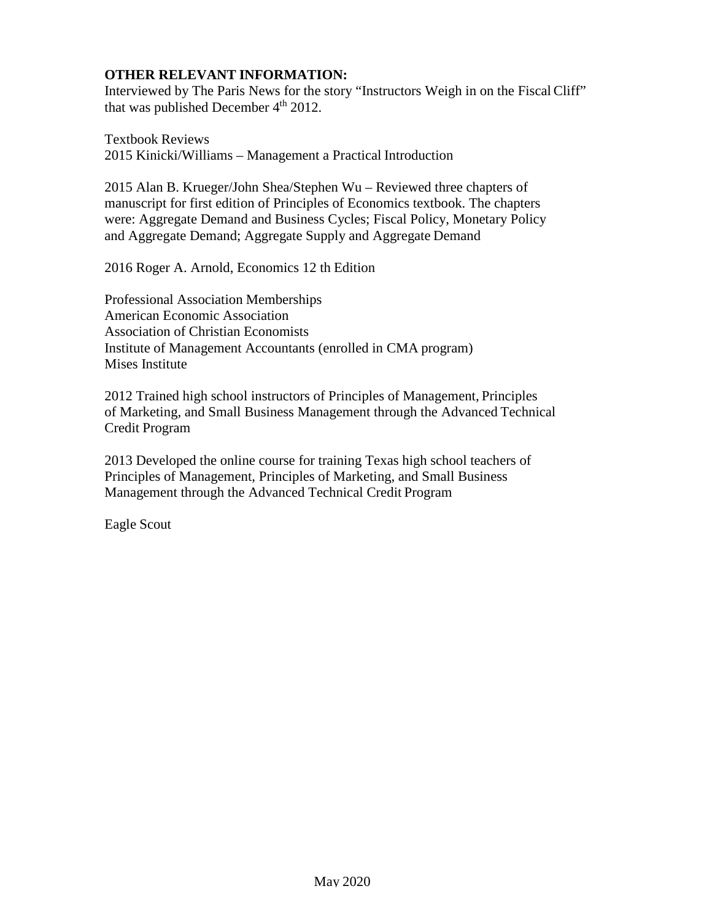**OTHER RELEVANT INFORMATION:**

Interviewed by The Paris News for the story "Instructors Weigh in on the Fiscal Cliff" that was published December 4th 2012.

Textbook Reviews

2015 Kinicki/Williams – Management a Practical Introduction

2015 Alan B. Krueger/John Shea/Stephen Wu – Reviewed three chapters of manuscript for first edition of Principles of Economics textbook. The chapters were: Aggregate Demand and Business Cycles; Fiscal Policy, Monetary Policy and Aggregate Demand; Aggregate Supply and Aggregate Demand

2016 Roger A. Arnold, Economics 12 th Edition

Professional Association Memberships

American Economic Association

Association of Christian Economists

Institute of Management Accountants (enrolled in CMA program)

Mises Institute

2012 Trained high school instructors of Principles of Management, Principles of Marketing, and Small Business Management through the Advanced Technical Credit Program

2013 Developed the online course for training Texas high school teachers of Principles of Management, Principles of Marketing, and Small Business Management through the Advanced Technical Credit Program

Eagle Scout

May 2020